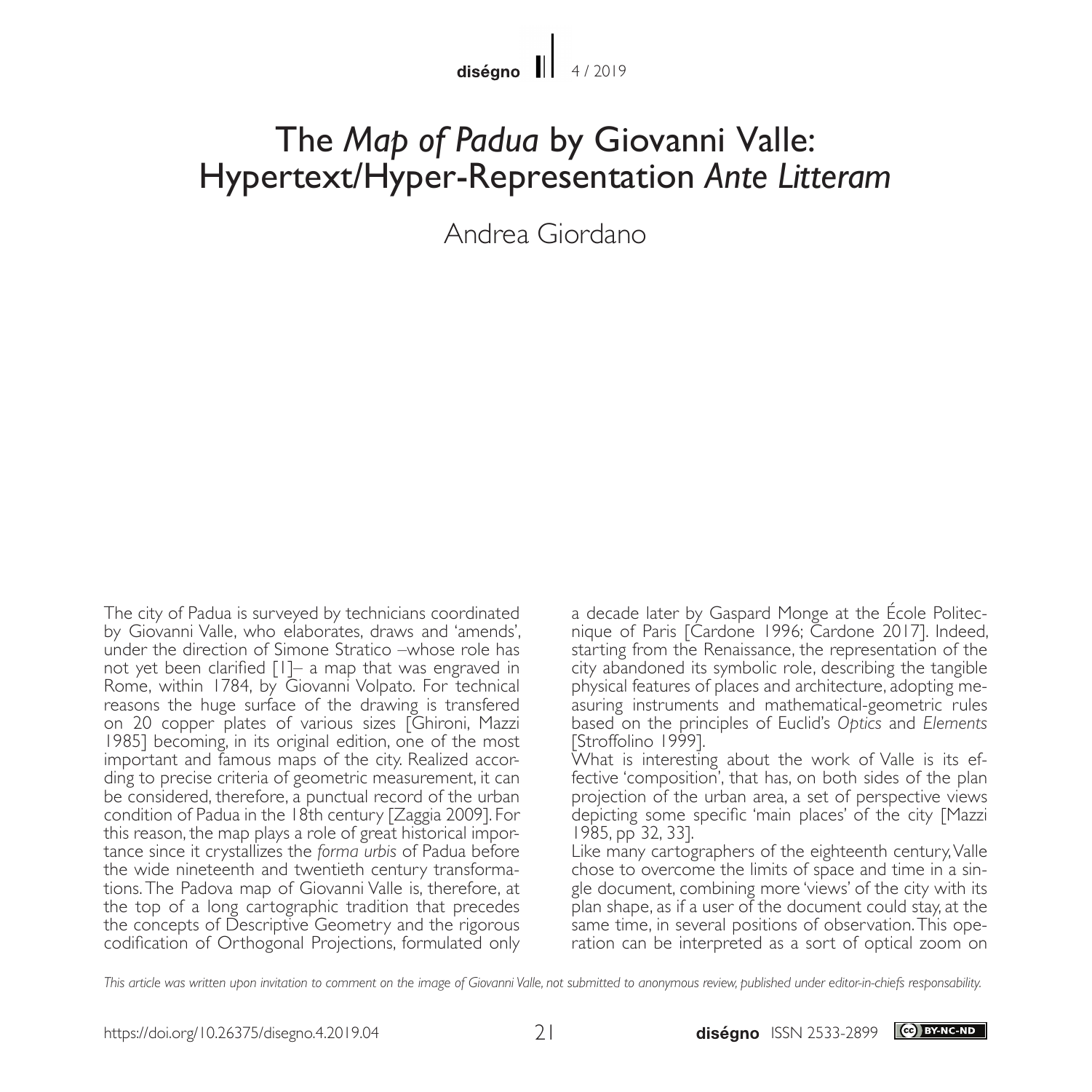# The *Map of Padua* by Giovanni Valle: Hypertext/Hyper-Representation *Ante Litteram*

Andrea Giordano

The city of Padua is surveyed by technicians coordinated by Giovanni Valle, who elaborates, draws and 'amends', under the direction of Simone Stratico –whose role has not yet been clarified [1]– a map that was engraved in Rome, within 1784, by Giovanni Volpato. For technical reasons the huge surface of the drawing is transfered on 20 copper plates of various sizes [Ghironi, Mazzi 1985] becoming, in its original edition, one of the most important and famous maps of the city. Realized according to precise criteria of geometric measurement, it can be considered, therefore, a punctual record of the urban condition of Padua in the 18th century [Zaggia 2009]. For this reason, the map plays a role of great historical importance since it crystallizes the *forma urbis* of Padua before the wide nineteenth and twentieth century transformations. The Padova map of Giovanni Valle is, therefore, at the top of a long cartographic tradition that precedes the concepts of Descriptive Geometry and the rigorous codification of Orthogonal Projections, formulated only a decade later by Gaspard Monge at the École Politecnique of Paris [Cardone 1996; Cardone 2017]. Indeed, starting from the Renaissance, the representation of the city abandoned its symbolic role, describing the tangible physical features of places and architecture, adopting measuring instruments and mathematical-geometric rules based on the principles of Euclid's *Optics* and *Elements* [Stroffolino 1999].

What is interesting about the work of Valle is its effective 'composition', that has, on both sides of the plan projection of the urban area, a set of perspective views depicting some specific 'main places' of the city [Mazzi 1985, pp 32, 33].

Like many cartographers of the eighteenth century, Valle chose to overcome the limits of space and time in a single document, combining more 'views' of the city with its plan shape, as if a user of the document could stay, at the same time, in several positions of observation. This operation can be interpreted as a sort of optical zoom on

*This article was written upon invitation to comment on the image of Giovanni Valle, not submitted to anonymous review, published under editor-in-chiefs responsability.*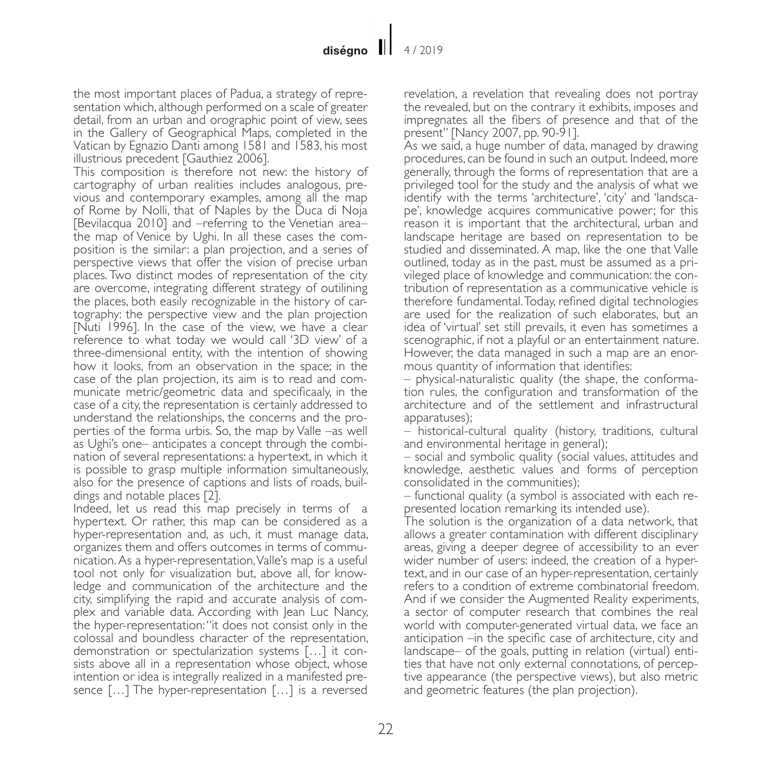the most important places of Padua, a strategy of representation which, although performed on a scale of greater detail, from an urban and orographic point of view, sees in the Gallery of Geographical Maps, completed in the Vatican by Egnazio Danti among 1581 and 1583, his most illustrious precedent [Gauthiez 2006].

This composition is therefore not new: the history of cartography of urban realities includes analogous, previous and contemporary examples, among all the map of Rome by Nolli, that of Naples by the Duca di Noja [Bevilacqua 2010] and –referring to the Venetian area– the map of Venice by Ughi. In all these cases the composition is the similar: a plan projection, and a series of perspective views that offer the vision of precise urban places. Two distinct modes of representation of the city are overcome, integrating different strategy of outilining the places, both easily recognizable in the history of cartography: the perspective view and the plan projection [Nuti 1996]. In the case of the view, we have a clear reference to what today we would call '3D view' of a three-dimensional entity, with the intention of showing how it looks, from an observation in the space; in the case of the plan projection, its aim is to read and communicate metric/geometric data and specificaaly, in the case of a city, the representation is certainly addressed to understand the relationships, the concerns and the properties of the forma urbis. So, the map by Valle –as well as Ughi's one– anticipates a concept through the combination of several representations: a hypertext, in which it is possible to grasp multiple information simultaneously, also for the presence of captions and lists of roads, buildings and notable places [2].

Indeed, let us read this map precisely in terms of a hypertext. Or rather, this map can be considered as a hyper-representation and, as uch, it must manage data, organizes them and offers outcomes in terms of communication. As a hyper-representation, Valle's map is a useful tool not only for visualization but, above all, for knowledge and communication of the architecture and the city, simplifying the rapid and accurate analysis of complex and variable data. According with Jean Luc Nancy, the hyper-representation: "it does not consist only in the colossal and boundless character of the representation, demonstration or specturalization systems […] it consists above all in a representation whose object, whose intention or idea is integrally realized in a manifested presence […] The hyper-representation […] is a reversed revelation, a revelation that revealing does not portray the revealed, but on the contrary it exhibits, imposes and impregnates all the fibers of presence and that of the present" [Nancy 2007, pp. 90-91].

As we said, a huge number of data, managed by drawing procedures, can be found in such an output. Indeed, more generally, through the forms of representation that are a privileged tool for the study and the analysis of what we identify with the terms 'architecture', 'city' and 'landscape', knowledge acquires communicative power; for this reason it is important that the architectural, urban and landscape heritage are based on representation to be studied and disseminated. A map, like the one that Valle outlined, today as in the past, must be assumed as a privileged place of knowledge and communication: the contribution of representation as a communicative vehicle is therefore fundamental. Today, refined digital technologies are used for the realization of such elaborates, but an idea of 'virtual' set still prevails, it even has sometimes a scenographic, if not a playful or an entertainment nature. However, the data managed in such a map are an enormous quantity of information that identifies:

– physical-naturalistic quality (the shape, the conformation rules, the configuration and transformation of the architecture and of the settlement and infrastructural apparatuses);

– historical-cultural quality (history, traditions, cultural and environmental heritage in general);

– social and symbolic quality (social values, attitudes and knowledge, aesthetic values and forms of perception consolidated in the communities);

– functional quality (a symbol is associated with each represented location remarking its intended use).

The solution is the organization of a data network, that allows a greater contamination with different disciplinary areas, giving a deeper degree of accessibility to an ever wider number of users: indeed, the creation of a hypertext, and in our case of an hyper-representation, certainly refers to a condition of extreme combinatorial freedom. And if we consider the Augmented Reality experiments, a sector of computer research that combines the real world with computer-generated virtual data, we face an anticipation –in the specific case of architecture, city and landscape– of the goals, putting in relation (virtual) entities that have not only external connotations, of perceptive appearance (the perspective views), but also metric and geometric features (the plan projection).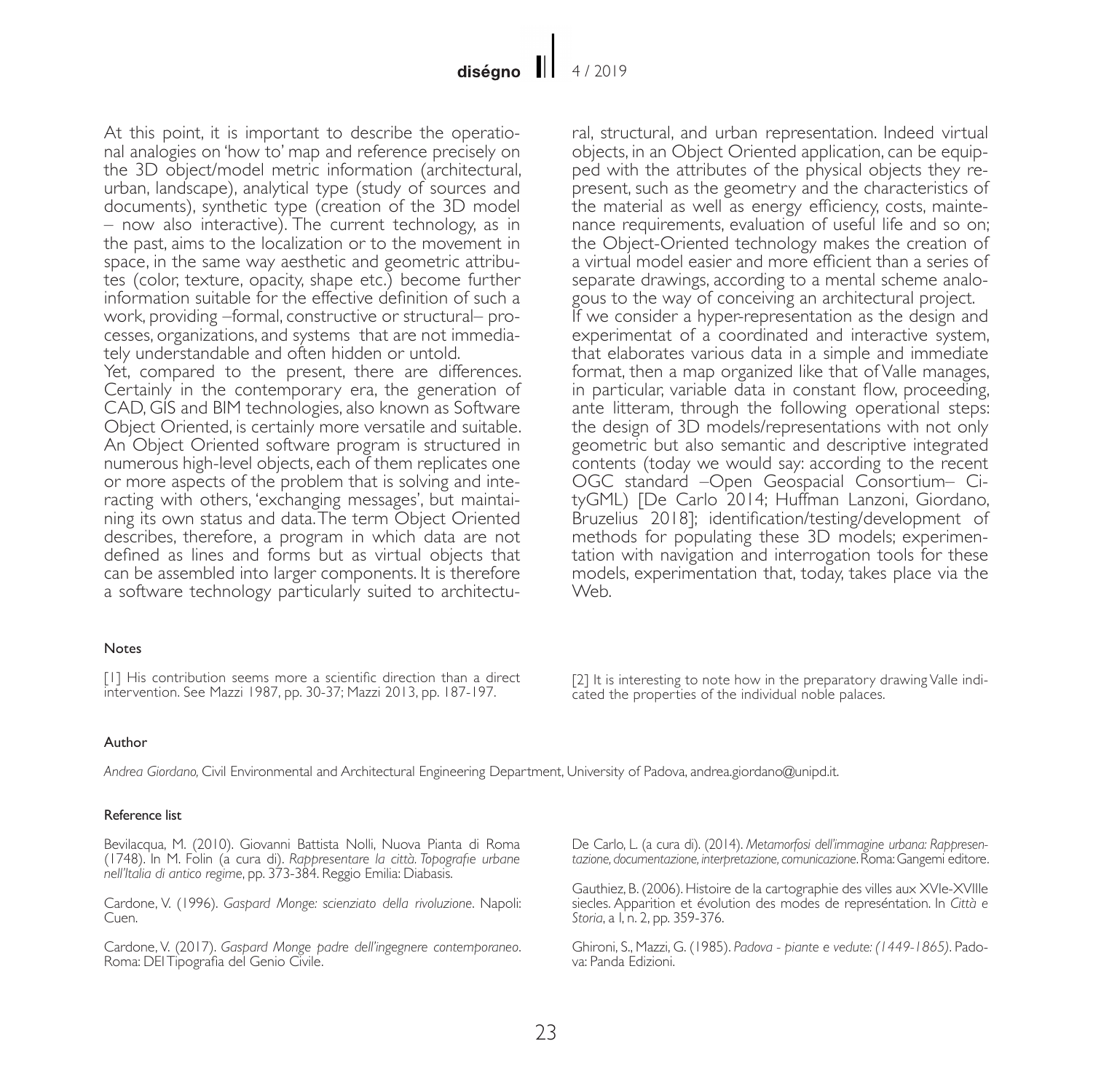At this point, it is important to describe the operational analogies on 'how to' map and reference precisely on the 3D object/model metric information (architectural, urban, landscape), analytical type (study of sources and documents), synthetic type (creation of the 3D model – now also interactive). The current technology, as in the past, aims to the localization or to the movement in space, in the same way aesthetic and geometric attributes (color, texture, opacity, shape etc.) become further information suitable for the effective definition of such a work, providing –formal, constructive or structural– processes, organizations, and systems that are not immediately understandable and often hidden or untold.

Yet, compared to the present, there are differences. Certainly in the contemporary era, the generation of CAD, GIS and BIM technologies, also known as Software Object Oriented, is certainly more versatile and suitable. An Object Oriented software program is structured in numerous high-level objects, each of them replicates one or more aspects of the problem that is solving and interacting with others, 'exchanging messages', but maintaining its own status and data. The term Object Oriented describes, therefore, a program in which data are not defined as lines and forms but as virtual objects that can be assembled into larger components. It is therefore a software technology particularly suited to architectural, structural, and urban representation. Indeed virtual objects, in an Object Oriented application, can be equipped with the attributes of the physical objects they represent, such as the geometry and the characteristics of the material as well as energy efficiency, costs, maintenance requirements, evaluation of useful life and so on; the Object-Oriented technology makes the creation of a virtual model easier and more efficient than a series of separate drawings, according to a mental scheme analogous to the way of conceiving an architectural project.

If we consider a hyper-representation as the design and experimentat of a coordinated and interactive system, that elaborates various data in a simple and immediate format, then a map organized like that of Valle manages, in particular, variable data in constant flow, proceeding, ante litteram, through the following operational steps: the design of 3D models/representations with not only geometric but also semantic and descriptive integrated contents (today we would say: according to the recent OGC standard –Open Geospacial Consortium– CityGML) [De Carlo 2014; Huffman Lanzoni, Giordano, Bruzelius 2018]; identification/testing/development of methods for populating these 3D models; experimentation with navigation and interrogation tools for these models, experimentation that, today, takes place via the Web.

#### Notes

[1] His contribution seems more a scientific direction than a direct intervention. See Mazzi 1987, pp. 30-37; Mazzi 2013, pp. 187-197.

[2] It is interesting to note how in the preparatory drawing Valle indicated the properties of the individual noble palaces.

#### Author

*Andrea Giordano,* Civil Environmental and Architectural Engineering Department, University of Padova, andrea.giordano@unipd.it.

#### Reference list

Bevilacqua, M. (2010). Giovanni Battista Nolli, Nuova Pianta di Roma (1748). In M. Folin (a cura di). *Rappresentare la città. Topografie urbane nell'Italia di antico regime*, pp. 373-384. Reggio Emilia: Diabasis.

Cardone, V. (1996). *Gaspard Monge: scienziato della rivoluzione*. Napoli: Cuen.

Cardone, V. (2017). *Gaspard Monge padre dell'ingegnere contemporaneo*. Roma: DEI Tipografia del Genio Civile.

De Carlo, L. (a cura di). (2014). *Metamorfosi dell'immagine urbana: Rappresentazione, documentazione, interpretazione, comunicazione*. Roma: Gangemi editore.

Gauthiez, B. (2006). Histoire de la cartographie des villes aux XVIe-XVIIIe siecles. Apparition et évolution des modes de represéntation. In *Città e Storia*, a I, n. 2, pp. 359-376.

Ghironi, S., Mazzi, G. (1985). *Padova - piante e vedute: (1449-1865)*. Padova: Panda Edizioni.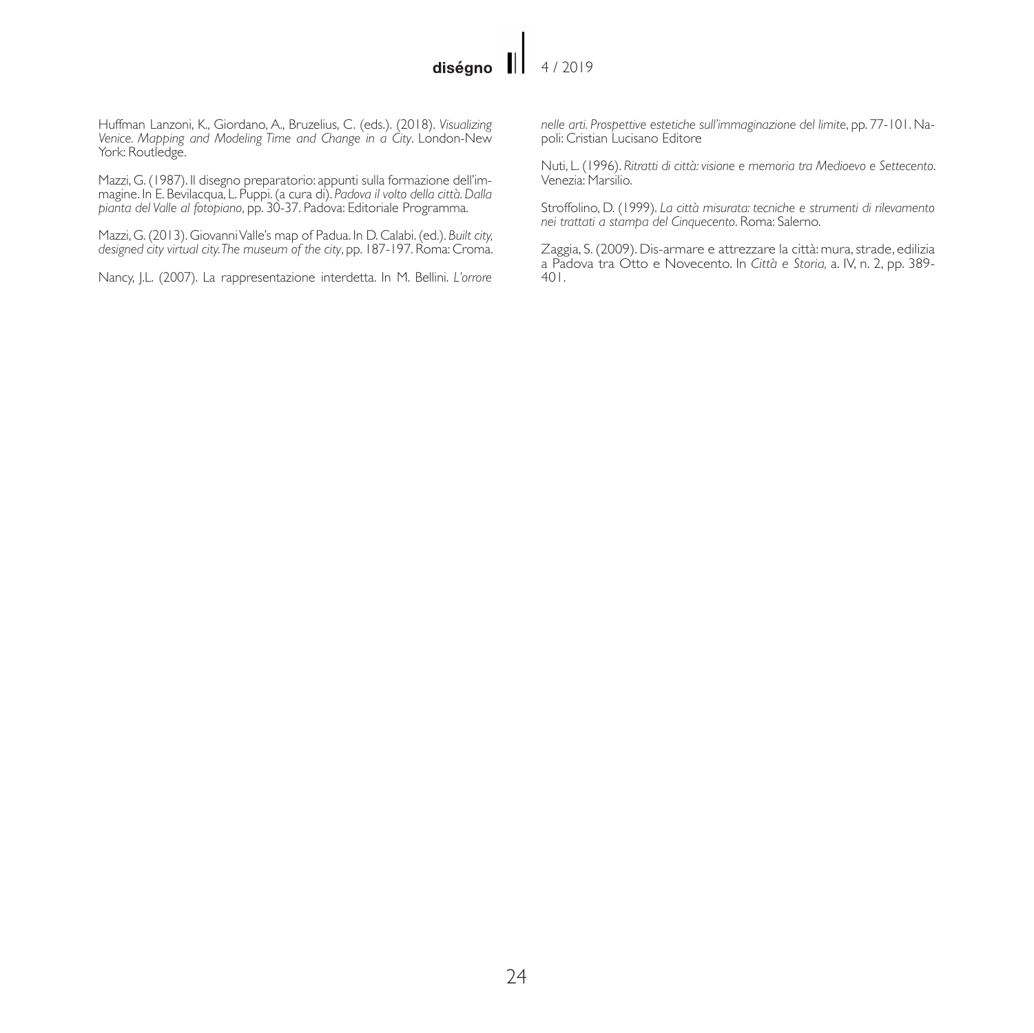Huffman Lanzoni, K., Giordano, A., Bruzelius, C. (eds.). (2018). *Visualizing Venice. Mapping and Modeling Time and Change in a City*. London-New York: Routledge.

Mazzi, G. (1987). Il disegno preparatorio: appunti sulla formazione dell'immagine. In E. Bevilacqua, L. Puppi. (a cura di). *Padova il volto della città. Dalla pianta del Valle al fotopiano*, pp. 30-37. Padova: Editoriale Programma.

Mazzi, G. (2013). Giovanni Valle's map of Padua. In D. Calabi. (ed.). *Built city, designed city virtual city. The museum of the city*, pp. 187-197. Roma: Croma.

Nancy, J.L. (2007). La rappresentazione interdetta. In M. Bellini. *L'orrore nelle arti. Prospettive estetiche sull'immaginazione del limite*, pp. 77-101. Napoli: Cristian Lucisano Editore

Nuti, L. (1996). *Ritratti di città: visione e memoria tra Medioevo e Settecento*. Venezia: Marsilio.

Stroffolino, D. (1999). *La città misurata: tecniche e strumenti di rilevamento nei trattati a stampa del Cinquecento*. Roma: Salerno.

Zaggia, S. (2009). Dis-armare e attrezzare la città: mura, strade, edilizia a Padova tra Otto e Novecento. In *Città e Storia,* a. IV, n. 2, pp. 389-401.